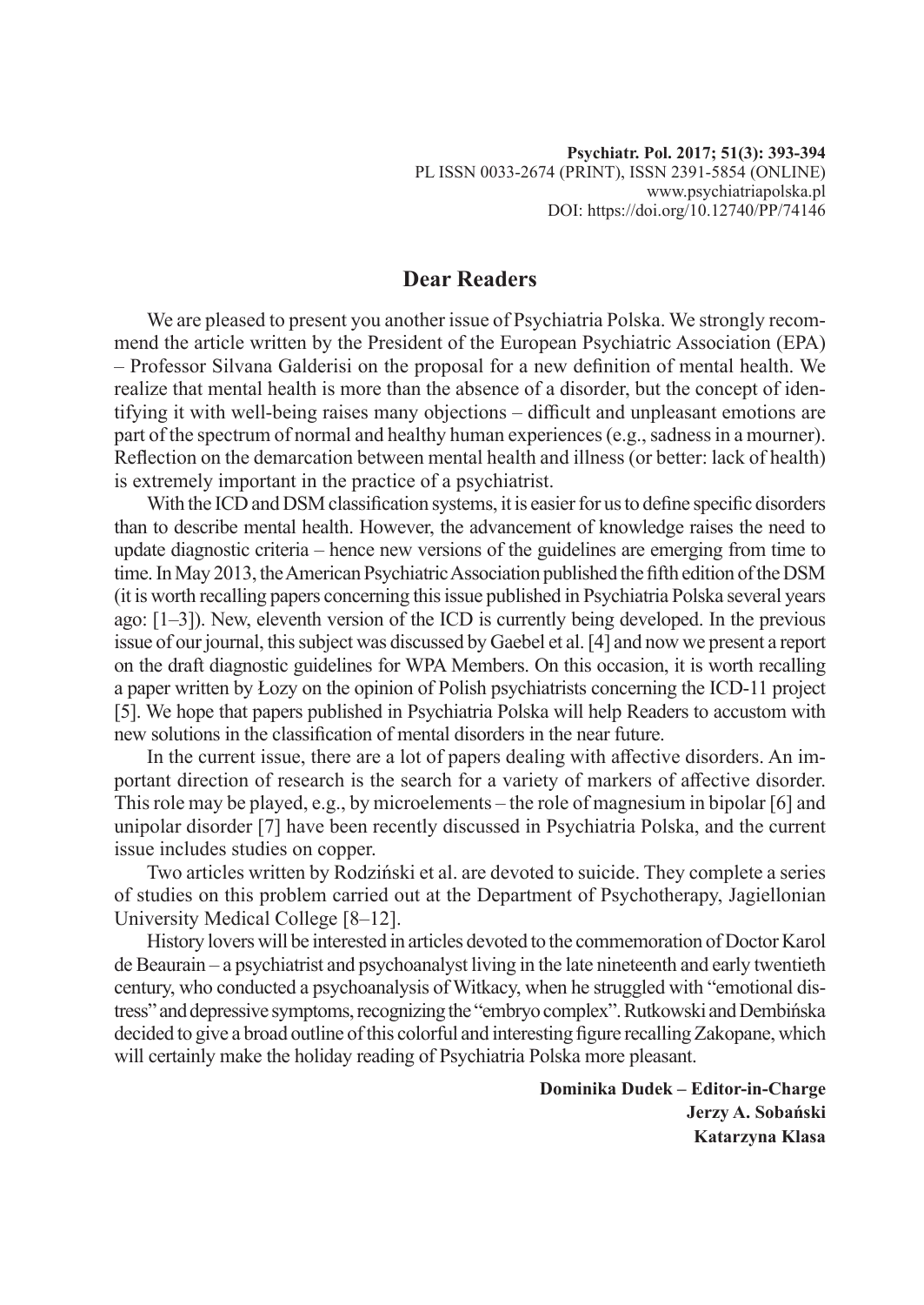# Dear Readers

We are pleased to present you another issue of Psychiatria Polska. We strongly recommend the article written by the President of the European Psychiatric Association (EPA) – Professor Silvana Galderisi on the proposal for a new definition of mental health. We realize that mental health is more than the absence of a disorder, but the concept of identifying it with well-being raises many objections – difficult and unpleasant emotions are part of the spectrum of normal and healthy human experiences (e.g., sadness in a mourner). Reflection on the demarcation between mental health and illness (or better: lack of health) is extremely important in the practice of a psychiatrist.

With the ICD and DSM classification systems, it is easier for us to define specific disorders than to describe mental health. However, the advancement of knowledge raises the need to update diagnostic criteria – hence new versions of the guidelines are emerging from time to time. In May 2013, the American Psychiatric Association published the fifth edition of the DSM (it is worth recalling papers concerning this issue published in Psychiatria Polska several years ago: [1–3]). New, eleventh version of the ICD is currently being developed. In the previous issue of our journal, this subject was discussed by Gaebel et al. [4] and now we present a report on the draft diagnostic guidelines for WPA Members. On this occasion, it is worth recalling a paper written by Łozy on the opinion of Polish psychiatrists concerning the ICD-11 project [5]. We hope that papers published in Psychiatria Polska will help Readers to accustom with new solutions in the classification of mental disorders in the near future.

In the current issue, there are a lot of papers dealing with affective disorders. An important direction of research is the search for a variety of markers of affective disorder. This role may be played, e.g., by microelements – the role of magnesium in bipolar [6] and unipolar disorder [7] have been recently discussed in Psychiatria Polska, and the current issue includes studies on copper.

Two articles written by Rodziński et al. are devoted to suicide. They complete a series of studies on this problem carried out at the Department of Psychotherapy, Jagiellonian University Medical College [8–12].

History lovers will be interested in articles devoted to the commemoration of Doctor Karol de Beaurain – a psychiatrist and psychoanalyst living in the late nineteenth and early twentieth century, who conducted a psychoanalysis of Witkacy, when he struggled with "emotional distress" and depressive symptoms, recognizing the "embryo complex". Rutkowski and Dembińska decided to give a broad outline of this colorful and interesting figure recalling Zakopane, which will certainly make the holiday reading of Psychiatria Polska more pleasant.

**Dominika Dudek – Editor-in-Charge**
**Jerzy A. Sobański**
**Katarzyna Klasa**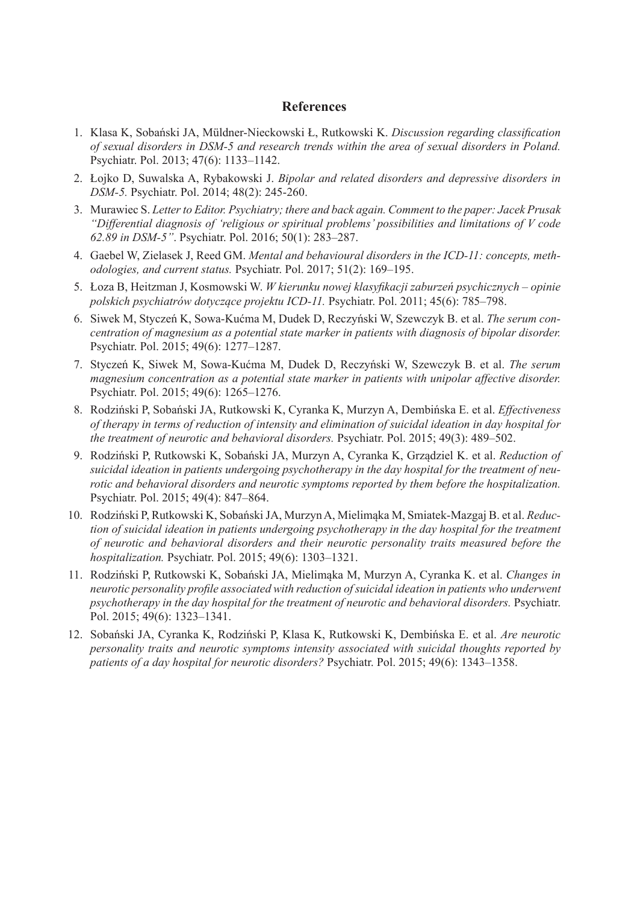## References

1. Klasa K, Sobański JA, Müldner-Nieckowski Ł, Rutkowski K. *Discussion regarding classification of sexual disorders in DSM-5 and research trends within the area of sexual disorders in Poland.* Psychiatr. Pol. 2013; 47(6): 1133–1142.
2. Łojko D, Suwalska A, Rybakowski J. *Bipolar and related disorders and depressive disorders in DSM-5.* Psychiatr. Pol. 2014; 48(2): 245-260.
3. Murawiec S. *Letter to Editor. Psychiatry; there and back again. Comment to the paper: Jacek Prusak "Differential diagnosis of 'religious or spiritual problems' possibilities and limitations of V code 62.89 in DSM-5"*. Psychiatr. Pol. 2016; 50(1): 283–287.
4. Gaebel W, Zielasek J, Reed GM. *Mental and behavioural disorders in the ICD-11: concepts, methodologies, and current status.* Psychiatr. Pol. 2017; 51(2): 169–195.
5. Łoza B, Heitzman J, Kosmowski W. *W kierunku nowej klasyfikacji zaburzeń psychicznych – opinie polskich psychiatrów dotyczące projektu ICD-11.* Psychiatr. Pol. 2011; 45(6): 785–798.
6. Siwek M, Styczeń K, Sowa-Kućma M, Dudek D, Reczyński W, Szewczyk B. et al. *The serum concentration of magnesium as a potential state marker in patients with diagnosis of bipolar disorder.* Psychiatr. Pol. 2015; 49(6): 1277–1287.
7. Styczeń K, Siwek M, Sowa-Kućma M, Dudek D, Reczyński W, Szewczyk B. et al. *The serum magnesium concentration as a potential state marker in patients with unipolar affective disorder.* Psychiatr. Pol. 2015; 49(6): 1265–1276.
8. Rodziński P, Sobański JA, Rutkowski K, Cyranka K, Murzyn A, Dembińska E. et al. *Effectiveness of therapy in terms of reduction of intensity and elimination of suicidal ideation in day hospital for the treatment of neurotic and behavioral disorders.* Psychiatr. Pol. 2015; 49(3): 489–502.
9. Rodziński P, Rutkowski K, Sobański JA, Murzyn A, Cyranka K, Grządziel K. et al. *Reduction of suicidal ideation in patients undergoing psychotherapy in the day hospital for the treatment of neurotic and behavioral disorders and neurotic symptoms reported by them before the hospitalization.* Psychiatr. Pol. 2015; 49(4): 847–864.
10. Rodziński P, Rutkowski K, Sobański JA, Murzyn A, Mielimąka M, Smiatek-Mazgaj B. et al. *Reduction of suicidal ideation in patients undergoing psychotherapy in the day hospital for the treatment of neurotic and behavioral disorders and their neurotic personality traits measured before the hospitalization.* Psychiatr. Pol. 2015; 49(6): 1303–1321.
11. Rodziński P, Rutkowski K, Sobański JA, Mielimąka M, Murzyn A, Cyranka K. et al. *Changes in neurotic personality profile associated with reduction of suicidal ideation in patients who underwent psychotherapy in the day hospital for the treatment of neurotic and behavioral disorders.* Psychiatr. Pol. 2015; 49(6): 1323–1341.
12. Sobański JA, Cyranka K, Rodziński P, Klasa K, Rutkowski K, Dembińska E. et al. *Are neurotic personality traits and neurotic symptoms intensity associated with suicidal thoughts reported by patients of a day hospital for neurotic disorders?* Psychiatr. Pol. 2015; 49(6): 1343–1358.